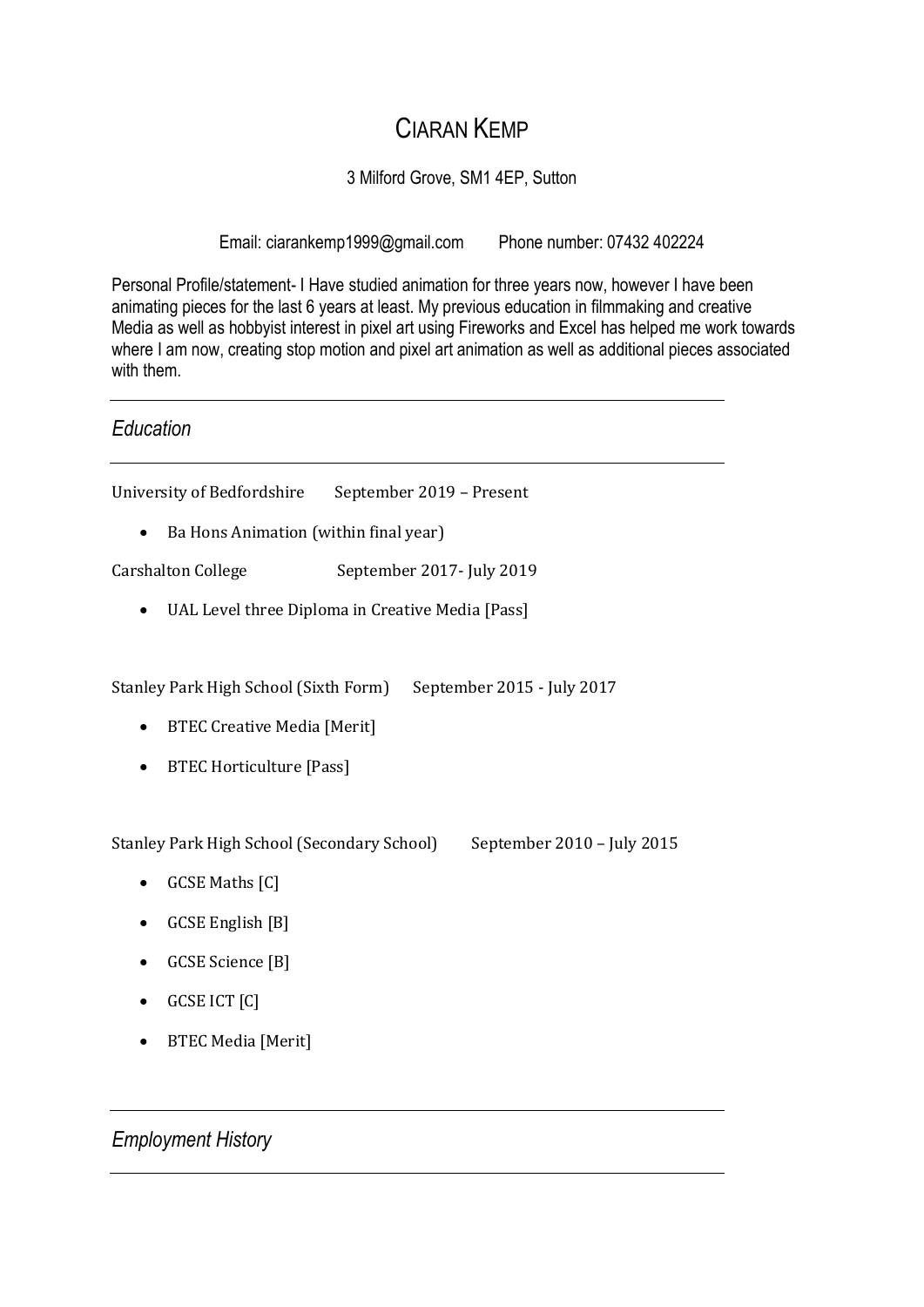# CIARAN KEMP

3 Milford Grove, SM1 4EP, Sutton

Email: ciarankemp1999@gmail.com    Phone number: 07432 402224

Personal Profile/statement- I Have studied animation for three years now, however I have been animating pieces for the last 6 years at least. My previous education in filmmaking and creative Media as well as hobbyist interest in pixel art using Fireworks and Excel has helped me work towards where I am now, creating stop motion and pixel art animation as well as additional pieces associated with them.

---

## *Education*

---

University of Bedfordshire    September 2019 – Present

- Ba Hons Animation (within final year)

Carshalton College    September 2017- July 2019

- UAL Level three Diploma in Creative Media [Pass]

Stanley Park High School (Sixth Form)    September 2015 - July 2017

- BTEC Creative Media [Merit]
- BTEC Horticulture [Pass]

Stanley Park High School (Secondary School)    September 2010 – July 2015

- GCSE Maths [C]
- GCSE English [B]
- GCSE Science [B]
- GCSE ICT [C]
- BTEC Media [Merit]

---

## *Employment History*

---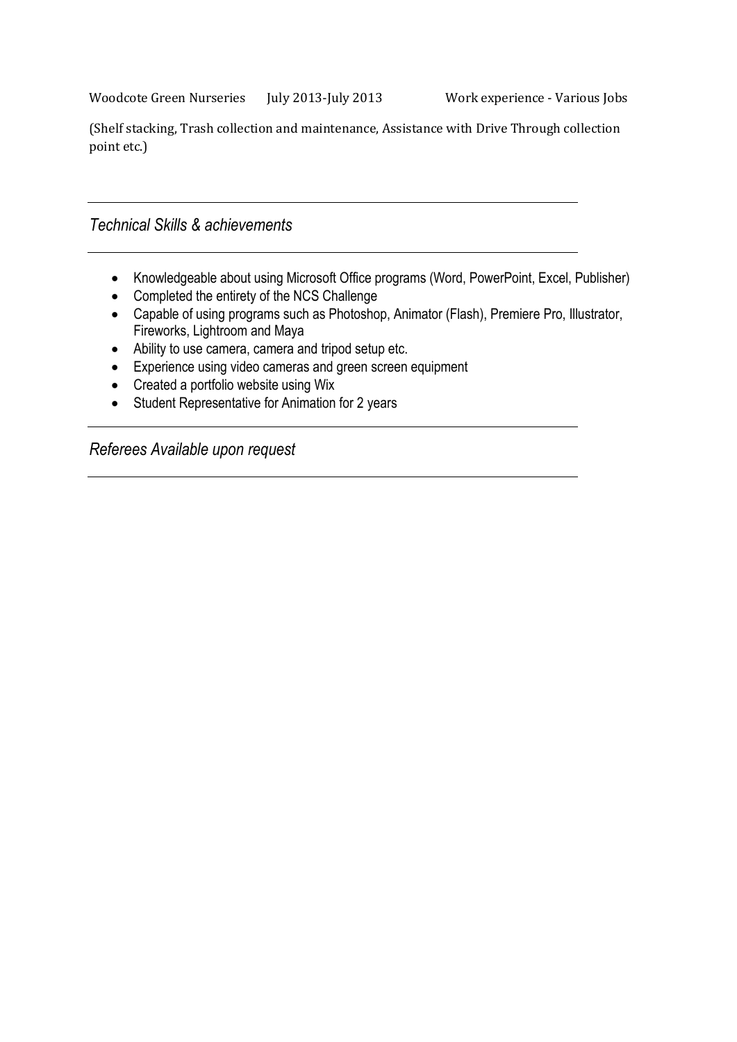Woodcote Green Nurseries    July 2013-July 2013    Work experience - Various Jobs

(Shelf stacking, Trash collection and maintenance, Assistance with Drive Through collection point etc.)

---

## *Technical Skills & achievements*

---

- Knowledgeable about using Microsoft Office programs (Word, PowerPoint, Excel, Publisher)
- Completed the entirety of the NCS Challenge
- Capable of using programs such as Photoshop, Animator (Flash), Premiere Pro, Illustrator, Fireworks, Lightroom and Maya
- Ability to use camera, camera and tripod setup etc.
- Experience using video cameras and green screen equipment
- Created a portfolio website using Wix
- Student Representative for Animation for 2 years

---

## *Referees Available upon request*

---